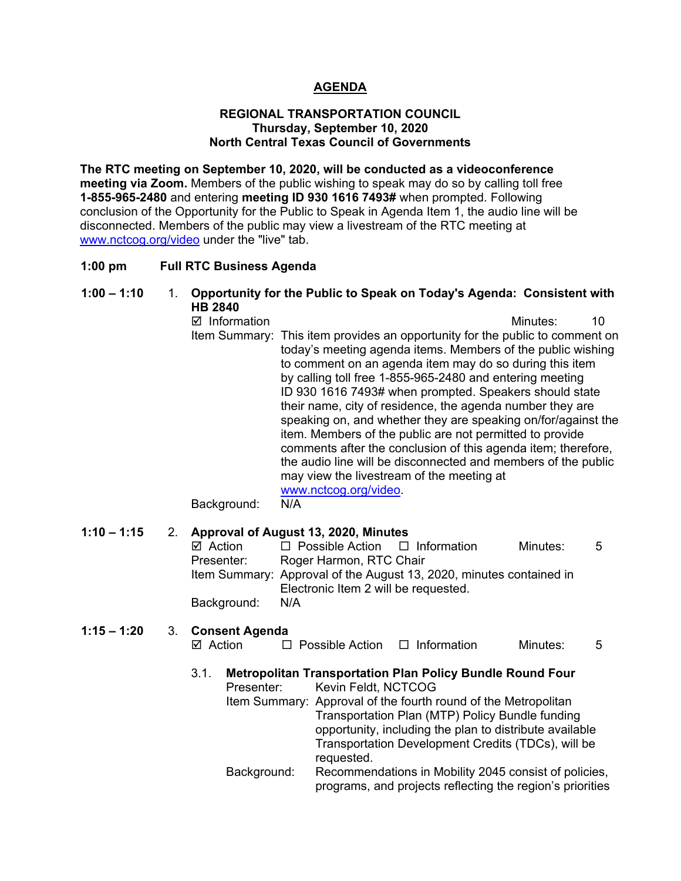# AGENDA

**REGIONAL TRANSPORTATION COUNCIL**
**Thursday, September 10, 2020**
**North Central Texas Council of Governments**

**The RTC meeting on September 10, 2020, will be conducted as a videoconference meeting via Zoom.** Members of the public wishing to speak may do so by calling toll free **1-855-965-2480** and entering **meeting ID 930 1616 7493#** when prompted. Following conclusion of the Opportunity for the Public to Speak in Agenda Item 1, the audio line will be disconnected. Members of the public may view a livestream of the RTC meeting at www.nctcog.org/video under the "live" tab.

**1:00 pm    Full RTC Business Agenda**

**1:00 – 1:10    1. Opportunity for the Public to Speak on Today's Agenda: Consistent with HB 2840**

☑ Information    Minutes: 10

Item Summary: This item provides an opportunity for the public to comment on today's meeting agenda items. Members of the public wishing to comment on an agenda item may do so during this item by calling toll free 1-855-965-2480 and entering meeting ID 930 1616 7493# when prompted. Speakers should state their name, city of residence, the agenda number they are speaking on, and whether they are speaking on/for/against the item. Members of the public are not permitted to provide comments after the conclusion of this agenda item; therefore, the audio line will be disconnected and members of the public may view the livestream of the meeting at www.nctcog.org/video.

Background: N/A

**1:10 – 1:15    2. Approval of August 13, 2020, Minutes**

☑ Action    ☐ Possible Action    ☐ Information    Minutes: 5

Presenter: Roger Harmon, RTC Chair

Item Summary: Approval of the August 13, 2020, minutes contained in Electronic Item 2 will be requested.

Background: N/A

**1:15 – 1:20    3. Consent Agenda**

☑ Action    ☐ Possible Action    ☐ Information    Minutes: 5

**3.1. Metropolitan Transportation Plan Policy Bundle Round Four**

Presenter: Kevin Feldt, NCTCOG

Item Summary: Approval of the fourth round of the Metropolitan Transportation Plan (MTP) Policy Bundle funding opportunity, including the plan to distribute available Transportation Development Credits (TDCs), will be requested.

Background: Recommendations in Mobility 2045 consist of policies, programs, and projects reflecting the region's priorities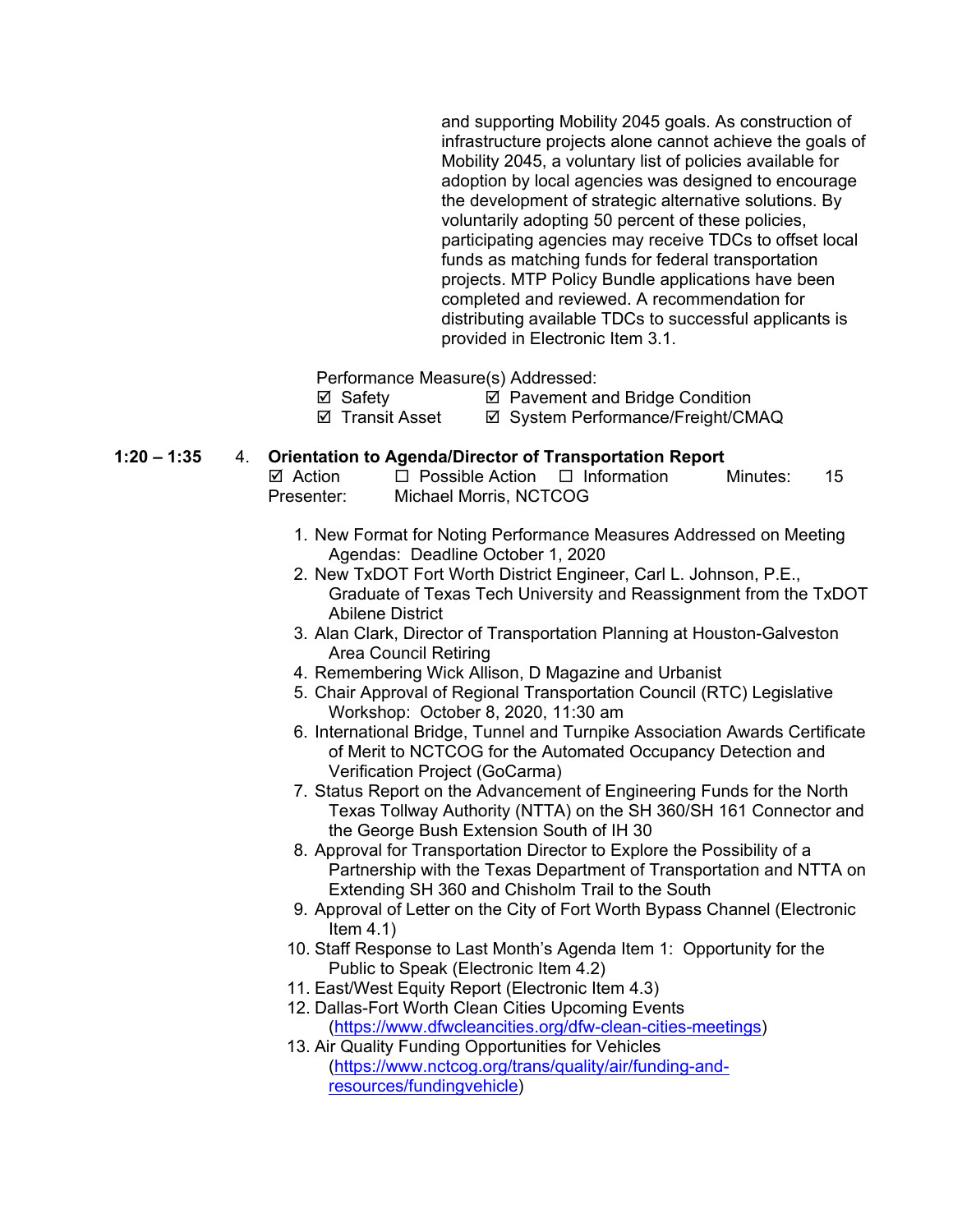and supporting Mobility 2045 goals. As construction of infrastructure projects alone cannot achieve the goals of Mobility 2045, a voluntary list of policies available for adoption by local agencies was designed to encourage the development of strategic alternative solutions. By voluntarily adopting 50 percent of these policies, participating agencies may receive TDCs to offset local funds as matching funds for federal transportation projects. MTP Policy Bundle applications have been completed and reviewed. A recommendation for distributing available TDCs to successful applicants is provided in Electronic Item 3.1.

Performance Measure(s) Addressed:
☑ Safety ☑ Pavement and Bridge Condition
☑ Transit Asset ☑ System Performance/Freight/CMAQ

1:20 – 1:35 4. **Orientation to Agenda/Director of Transportation Report**
☑ Action ☐ Possible Action ☐ Information Minutes: 15
Presenter: Michael Morris, NCTCOG

1. New Format for Noting Performance Measures Addressed on Meeting Agendas: Deadline October 1, 2020
2. New TxDOT Fort Worth District Engineer, Carl L. Johnson, P.E., Graduate of Texas Tech University and Reassignment from the TxDOT Abilene District
3. Alan Clark, Director of Transportation Planning at Houston-Galveston Area Council Retiring
4. Remembering Wick Allison, D Magazine and Urbanist
5. Chair Approval of Regional Transportation Council (RTC) Legislative Workshop: October 8, 2020, 11:30 am
6. International Bridge, Tunnel and Turnpike Association Awards Certificate of Merit to NCTCOG for the Automated Occupancy Detection and Verification Project (GoCarma)
7. Status Report on the Advancement of Engineering Funds for the North Texas Tollway Authority (NTTA) on the SH 360/SH 161 Connector and the George Bush Extension South of IH 30
8. Approval for Transportation Director to Explore the Possibility of a Partnership with the Texas Department of Transportation and NTTA on Extending SH 360 and Chisholm Trail to the South
9. Approval of Letter on the City of Fort Worth Bypass Channel (Electronic Item 4.1)
10. Staff Response to Last Month's Agenda Item 1: Opportunity for the Public to Speak (Electronic Item 4.2)
11. East/West Equity Report (Electronic Item 4.3)
12. Dallas-Fort Worth Clean Cities Upcoming Events (https://www.dfwcleancities.org/dfw-clean-cities-meetings)
13. Air Quality Funding Opportunities for Vehicles (https://www.nctcog.org/trans/quality/air/funding-and-resources/fundingvehicle)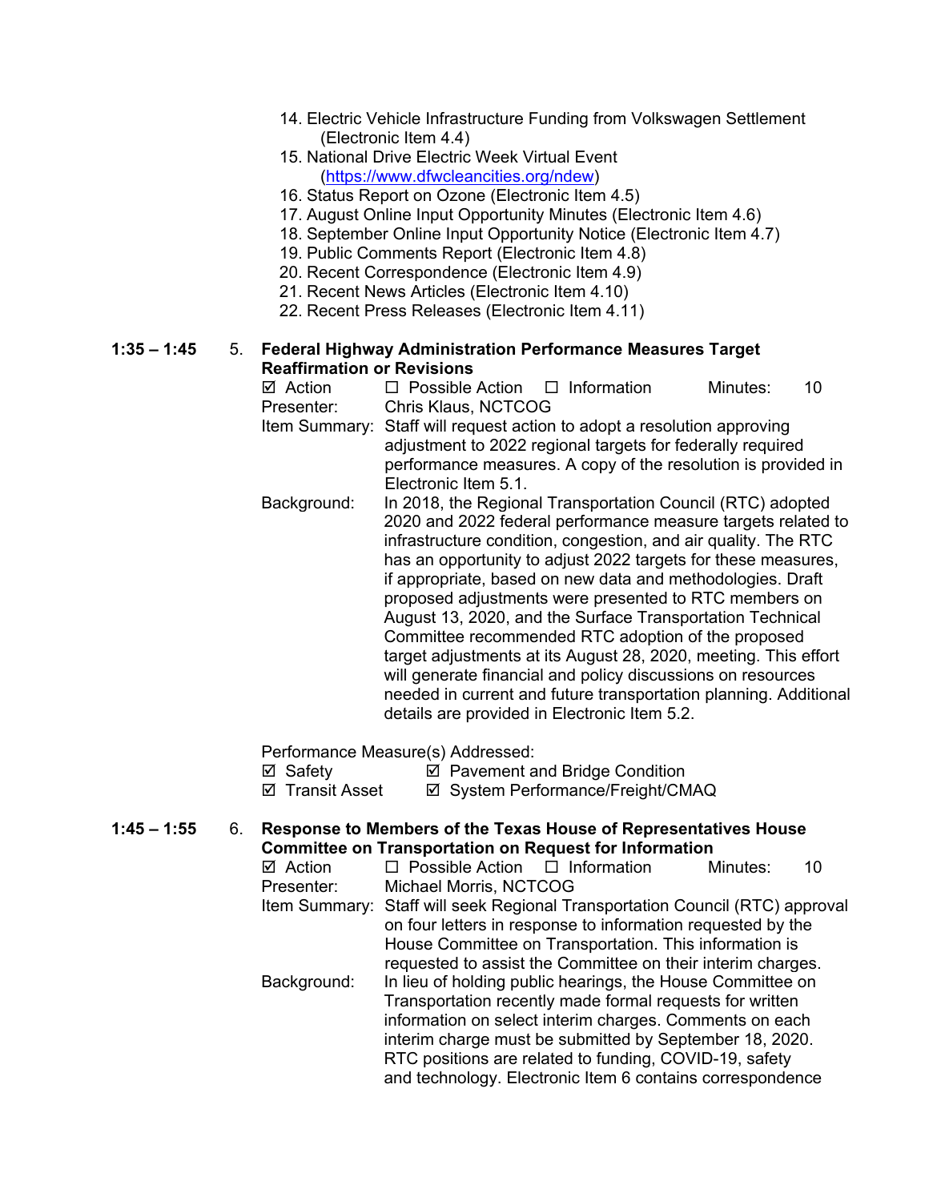14. Electric Vehicle Infrastructure Funding from Volkswagen Settlement (Electronic Item 4.4)
15. National Drive Electric Week Virtual Event (https://www.dfwcleancities.org/ndew)
16. Status Report on Ozone (Electronic Item 4.5)
17. August Online Input Opportunity Minutes (Electronic Item 4.6)
18. September Online Input Opportunity Notice (Electronic Item 4.7)
19. Public Comments Report (Electronic Item 4.8)
20. Recent Correspondence (Electronic Item 4.9)
21. Recent News Articles (Electronic Item 4.10)
22. Recent Press Releases (Electronic Item 4.11)

**1:35 – 1:45** 5. **Federal Highway Administration Performance Measures Target Reaffirmation or Revisions**

☑ Action ☐ Possible Action ☐ Information Minutes: 10

Presenter: Chris Klaus, NCTCOG

Item Summary: Staff will request action to adopt a resolution approving adjustment to 2022 regional targets for federally required performance measures. A copy of the resolution is provided in Electronic Item 5.1.

Background: In 2018, the Regional Transportation Council (RTC) adopted 2020 and 2022 federal performance measure targets related to infrastructure condition, congestion, and air quality. The RTC has an opportunity to adjust 2022 targets for these measures, if appropriate, based on new data and methodologies. Draft proposed adjustments were presented to RTC members on August 13, 2020, and the Surface Transportation Technical Committee recommended RTC adoption of the proposed target adjustments at its August 28, 2020, meeting. This effort will generate financial and policy discussions on resources needed in current and future transportation planning. Additional details are provided in Electronic Item 5.2.

Performance Measure(s) Addressed:

☑ Safety ☑ Pavement and Bridge Condition

☑ Transit Asset ☑ System Performance/Freight/CMAQ

**1:45 – 1:55** 6. **Response to Members of the Texas House of Representatives House Committee on Transportation on Request for Information**

☑ Action ☐ Possible Action ☐ Information Minutes: 10

Presenter: Michael Morris, NCTCOG

Item Summary: Staff will seek Regional Transportation Council (RTC) approval on four letters in response to information requested by the House Committee on Transportation. This information is requested to assist the Committee on their interim charges.

Background: In lieu of holding public hearings, the House Committee on Transportation recently made formal requests for written information on select interim charges. Comments on each interim charge must be submitted by September 18, 2020. RTC positions are related to funding, COVID-19, safety and technology. Electronic Item 6 contains correspondence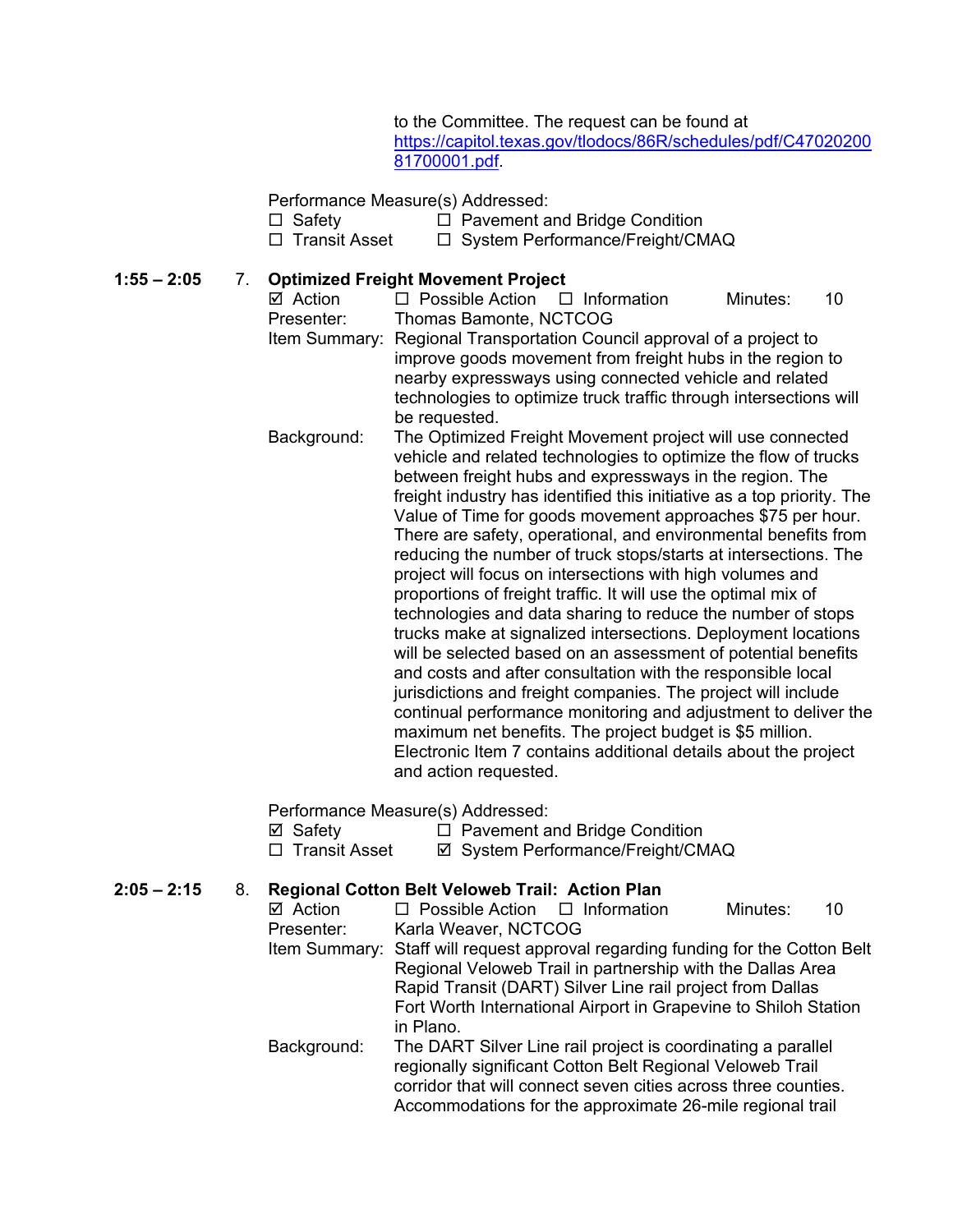to the Committee. The request can be found at [https://capitol.texas.gov/tlodocs/86R/schedules/pdf/C4702020081700001.pdf](https://capitol.texas.gov/tlodocs/86R/schedules/pdf/C4702020081700001.pdf).

Performance Measure(s) Addressed:
☐ Safety ☐ Pavement and Bridge Condition
☐ Transit Asset ☐ System Performance/Freight/CMAQ

**1:55 – 2:05** 7. **Optimized Freight Movement Project**

☑ Action ☐ Possible Action ☐ Information Minutes: 10

Presenter: Thomas Bamonte, NCTCOG

Item Summary: Regional Transportation Council approval of a project to improve goods movement from freight hubs in the region to nearby expressways using connected vehicle and related technologies to optimize truck traffic through intersections will be requested.

Background: The Optimized Freight Movement project will use connected vehicle and related technologies to optimize the flow of trucks between freight hubs and expressways in the region. The freight industry has identified this initiative as a top priority. The Value of Time for goods movement approaches $75 per hour. There are safety, operational, and environmental benefits from reducing the number of truck stops/starts at intersections. The project will focus on intersections with high volumes and proportions of freight traffic. It will use the optimal mix of technologies and data sharing to reduce the number of stops trucks make at signalized intersections. Deployment locations will be selected based on an assessment of potential benefits and costs and after consultation with the responsible local jurisdictions and freight companies. The project will include continual performance monitoring and adjustment to deliver the maximum net benefits. The project budget is $5 million. Electronic Item 7 contains additional details about the project and action requested.

Performance Measure(s) Addressed:
☑ Safety ☐ Pavement and Bridge Condition
☐ Transit Asset ☑ System Performance/Freight/CMAQ

**2:05 – 2:15** 8. **Regional Cotton Belt Veloweb Trail: Action Plan**

☑ Action ☐ Possible Action ☐ Information Minutes: 10

Presenter: Karla Weaver, NCTCOG

Item Summary: Staff will request approval regarding funding for the Cotton Belt Regional Veloweb Trail in partnership with the Dallas Area Rapid Transit (DART) Silver Line rail project from Dallas Fort Worth International Airport in Grapevine to Shiloh Station in Plano.

Background: The DART Silver Line rail project is coordinating a parallel regionally significant Cotton Belt Regional Veloweb Trail corridor that will connect seven cities across three counties. Accommodations for the approximate 26-mile regional trail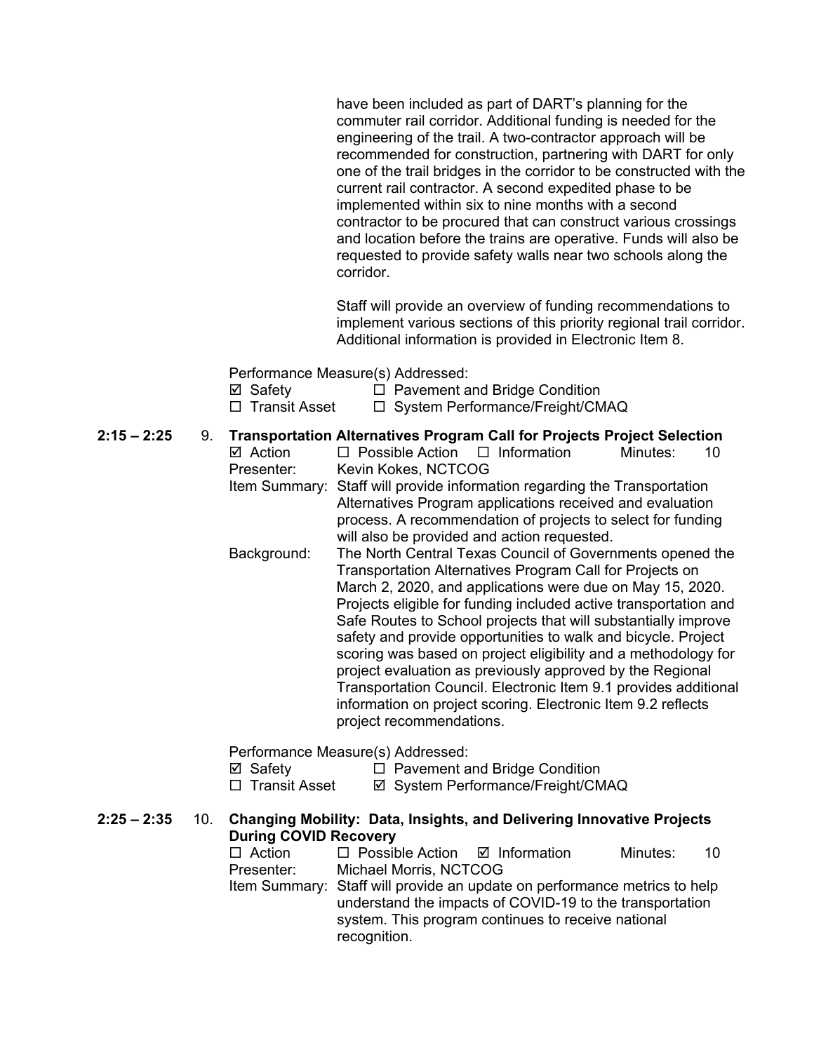have been included as part of DART's planning for the commuter rail corridor. Additional funding is needed for the engineering of the trail. A two-contractor approach will be recommended for construction, partnering with DART for only one of the trail bridges in the corridor to be constructed with the current rail contractor. A second expedited phase to be implemented within six to nine months with a second contractor to be procured that can construct various crossings and location before the trains are operative. Funds will also be requested to provide safety walls near two schools along the corridor.

Staff will provide an overview of funding recommendations to implement various sections of this priority regional trail corridor. Additional information is provided in Electronic Item 8.

Performance Measure(s) Addressed:

☑ Safety ☐ Pavement and Bridge Condition
☐ Transit Asset ☐ System Performance/Freight/CMAQ

**2:15 – 2:25** 9. **Transportation Alternatives Program Call for Projects Project Selection**

☑ Action ☐ Possible Action ☐ Information Minutes: 10

Presenter: Kevin Kokes, NCTCOG

Item Summary: Staff will provide information regarding the Transportation Alternatives Program applications received and evaluation process. A recommendation of projects to select for funding will also be provided and action requested.

Background: The North Central Texas Council of Governments opened the Transportation Alternatives Program Call for Projects on March 2, 2020, and applications were due on May 15, 2020. Projects eligible for funding included active transportation and Safe Routes to School projects that will substantially improve safety and provide opportunities to walk and bicycle. Project scoring was based on project eligibility and a methodology for project evaluation as previously approved by the Regional Transportation Council. Electronic Item 9.1 provides additional information on project scoring. Electronic Item 9.2 reflects project recommendations.

Performance Measure(s) Addressed:

☑ Safety ☐ Pavement and Bridge Condition
☐ Transit Asset ☑ System Performance/Freight/CMAQ

**2:25 – 2:35** 10. **Changing Mobility: Data, Insights, and Delivering Innovative Projects During COVID Recovery**

☐ Action ☐ Possible Action ☑ Information Minutes: 10

Presenter: Michael Morris, NCTCOG

Item Summary: Staff will provide an update on performance metrics to help understand the impacts of COVID-19 to the transportation system. This program continues to receive national recognition.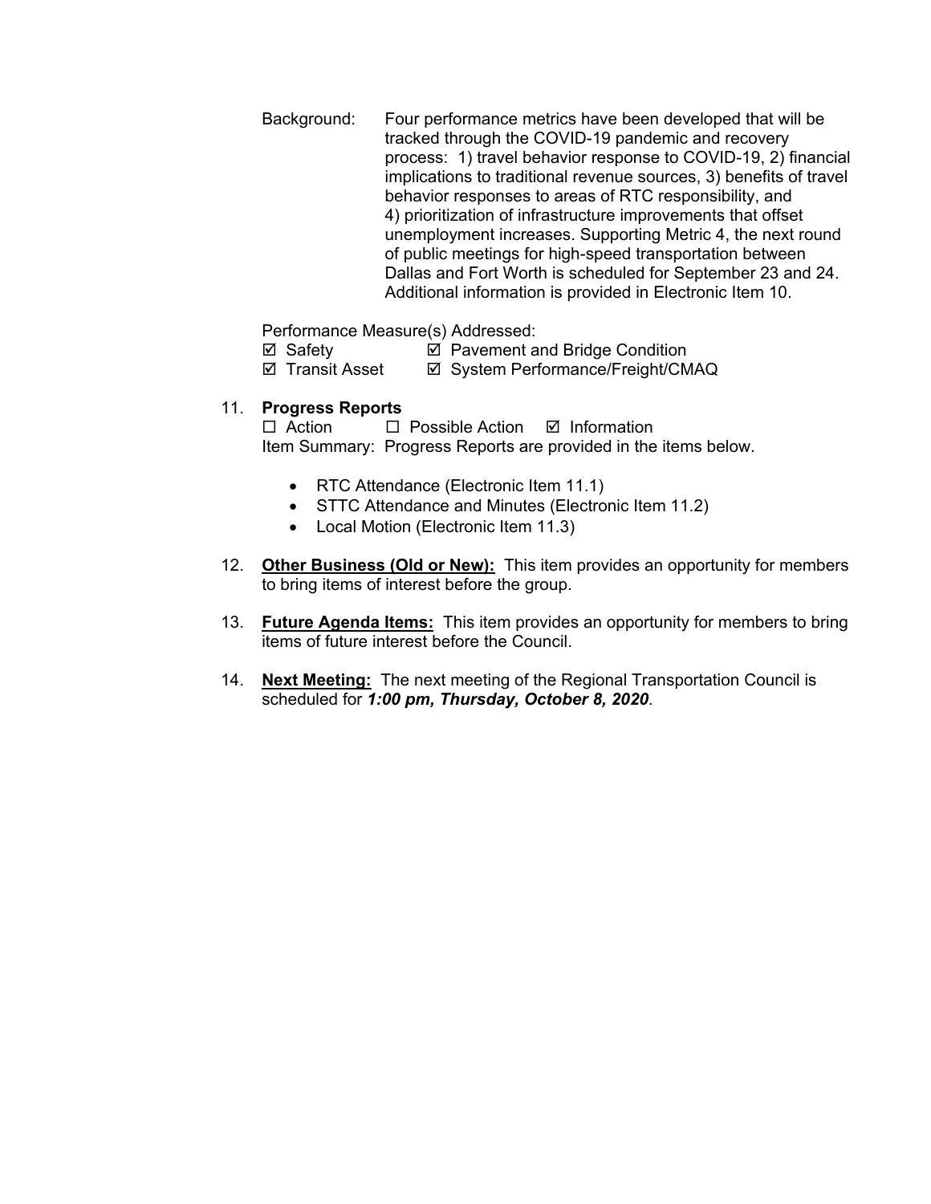Background: Four performance metrics have been developed that will be tracked through the COVID-19 pandemic and recovery process: 1) travel behavior response to COVID-19, 2) financial implications to traditional revenue sources, 3) benefits of travel behavior responses to areas of RTC responsibility, and 4) prioritization of infrastructure improvements that offset unemployment increases. Supporting Metric 4, the next round of public meetings for high-speed transportation between Dallas and Fort Worth is scheduled for September 23 and 24. Additional information is provided in Electronic Item 10.

Performance Measure(s) Addressed:

☑ Safety ☑ Pavement and Bridge Condition
☑ Transit Asset ☑ System Performance/Freight/CMAQ

11. **Progress Reports**
☐ Action ☐ Possible Action ☑ Information
Item Summary: Progress Reports are provided in the items below.

    - RTC Attendance (Electronic Item 11.1)
    - STTC Attendance and Minutes (Electronic Item 11.2)
    - Local Motion (Electronic Item 11.3)

12. **Other Business (Old or New):** This item provides an opportunity for members to bring items of interest before the group.

13. **Future Agenda Items:** This item provides an opportunity for members to bring items of future interest before the Council.

14. **Next Meeting:** The next meeting of the Regional Transportation Council is scheduled for ***1:00 pm, Thursday, October 8, 2020***.